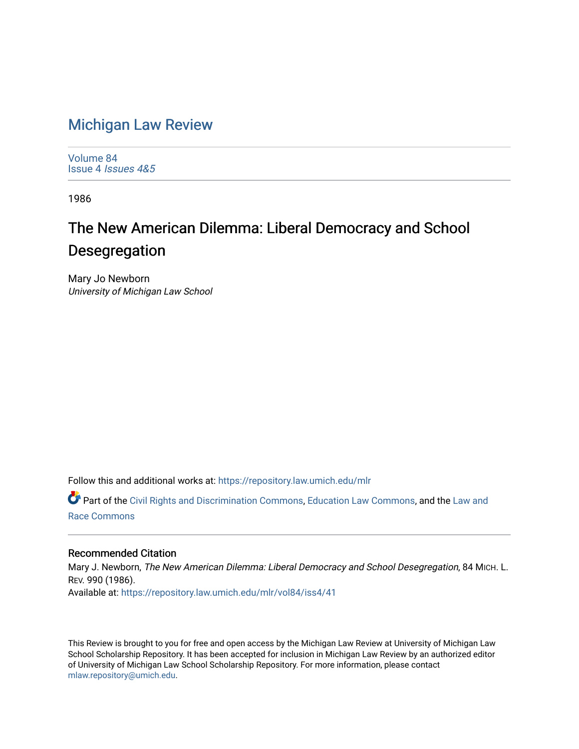# Michigan Law Review

Volume 84
Issue 4 *Issues 4&5*

1986

## The New American Dilemma: Liberal Democracy and School Desegregation

Mary Jo Newborn
*University of Michigan Law School*

Follow this and additional works at: https://repository.law.umich.edu/mlr

Part of the Civil Rights and Discrimination Commons, Education Law Commons, and the Law and Race Commons

### Recommended Citation

Mary J. Newborn, *The New American Dilemma: Liberal Democracy and School Desegregation*, 84 MICH. L. REV. 990 (1986).
Available at: https://repository.law.umich.edu/mlr/vol84/iss4/41

This Review is brought to you for free and open access by the Michigan Law Review at University of Michigan Law School Scholarship Repository. It has been accepted for inclusion in Michigan Law Review by an authorized editor of University of Michigan Law School Scholarship Repository. For more information, please contact mlaw.repository@umich.edu.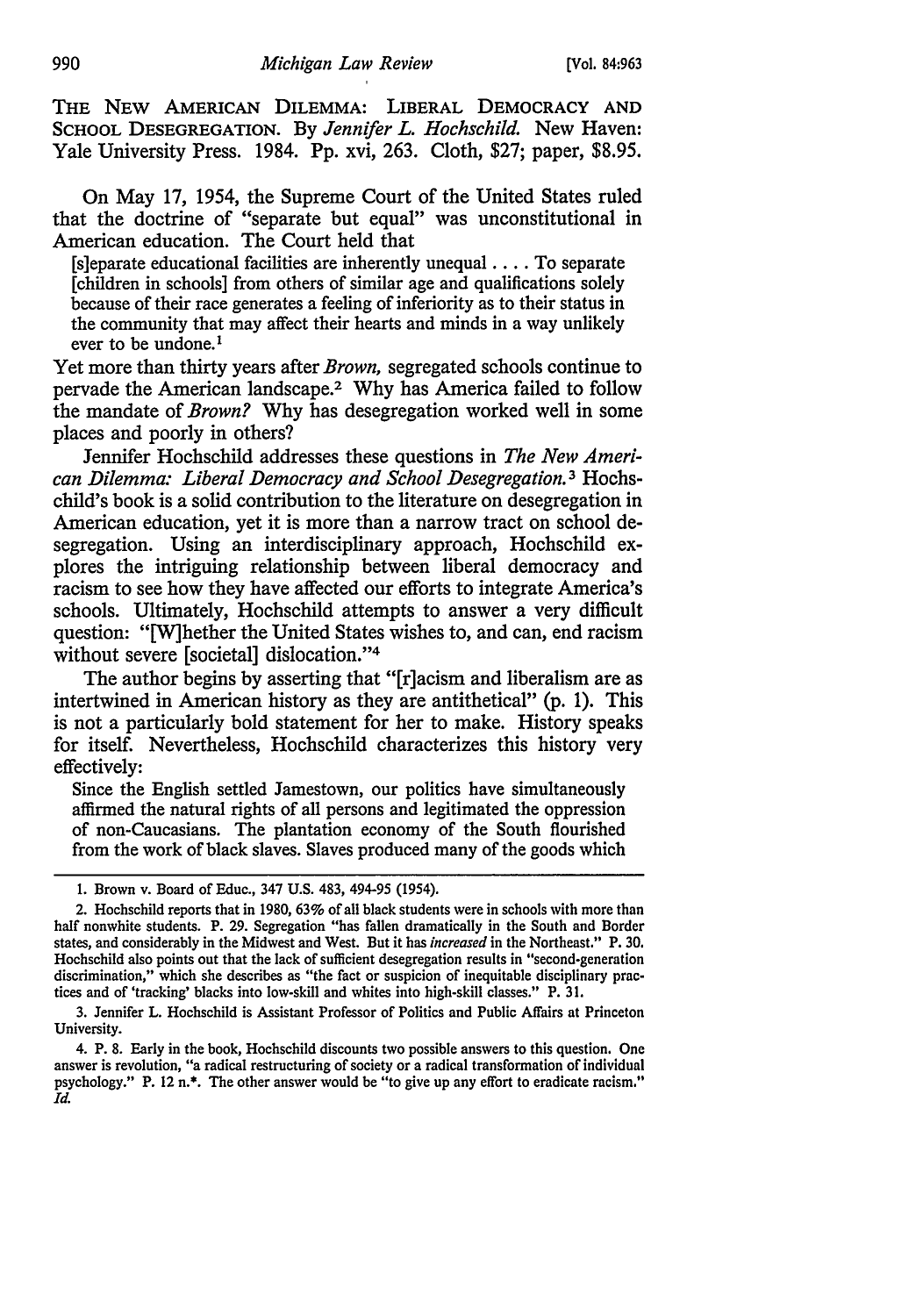THE NEW AMERICAN DILEMMA: LIBERAL DEMOCRACY AND SCHOOL DESEGREGATION. By *Jennifer L. Hochschild*. New Haven: Yale University Press. 1984. Pp. xvi, 263. Cloth, $27; paper, $8.95.

On May 17, 1954, the Supreme Court of the United States ruled that the doctrine of "separate but equal" was unconstitutional in American education. The Court held that

> [s]eparate educational facilities are inherently unequal . . . . To separate [children in schools] from others of similar age and qualifications solely because of their race generates a feeling of inferiority as to their status in the community that may affect their hearts and minds in a way unlikely ever to be undone.[1]

Yet more than thirty years after *Brown*, segregated schools continue to pervade the American landscape.[2] Why has America failed to follow the mandate of *Brown?* Why has desegregation worked well in some places and poorly in others?

Jennifer Hochschild addresses these questions in *The New American Dilemma: Liberal Democracy and School Desegregation.*[3] Hochschild's book is a solid contribution to the literature on desegregation in American education, yet it is more than a narrow tract on school desegregation. Using an interdisciplinary approach, Hochschild explores the intriguing relationship between liberal democracy and racism to see how they have affected our efforts to integrate America's schools. Ultimately, Hochschild attempts to answer a very difficult question: "[W]hether the United States wishes to, and can, end racism without severe [societal] dislocation."[4]

The author begins by asserting that "[r]acism and liberalism are as intertwined in American history as they are antithetical" (p. 1). This is not a particularly bold statement for her to make. History speaks for itself. Nevertheless, Hochschild characterizes this history very effectively:

> Since the English settled Jamestown, our politics have simultaneously affirmed the natural rights of all persons and legitimated the oppression of non-Caucasians. The plantation economy of the South flourished from the work of black slaves. Slaves produced many of the goods which

---

1. Brown v. Board of Educ., 347 U.S. 483, 494-95 (1954).

2. Hochschild reports that in 1980, 63% of all black students were in schools with more than half nonwhite students. P. 29. Segregation "has fallen dramatically in the South and Border states, and considerably in the Midwest and West. But it has *increased* in the Northeast." P. 30. Hochschild also points out that the lack of sufficient desegregation results in "second-generation discrimination," which she describes as "the fact or suspicion of inequitable disciplinary practices and of 'tracking' blacks into low-skill and whites into high-skill classes." P. 31.

3. Jennifer L. Hochschild is Assistant Professor of Politics and Public Affairs at Princeton University.

4. P. 8. Early in the book, Hochschild discounts two possible answers to this question. One answer is revolution, "a radical restructuring of society or a radical transformation of individual psychology." P. 12 n.*. The other answer would be "to give up any effort to eradicate racism." *Id.*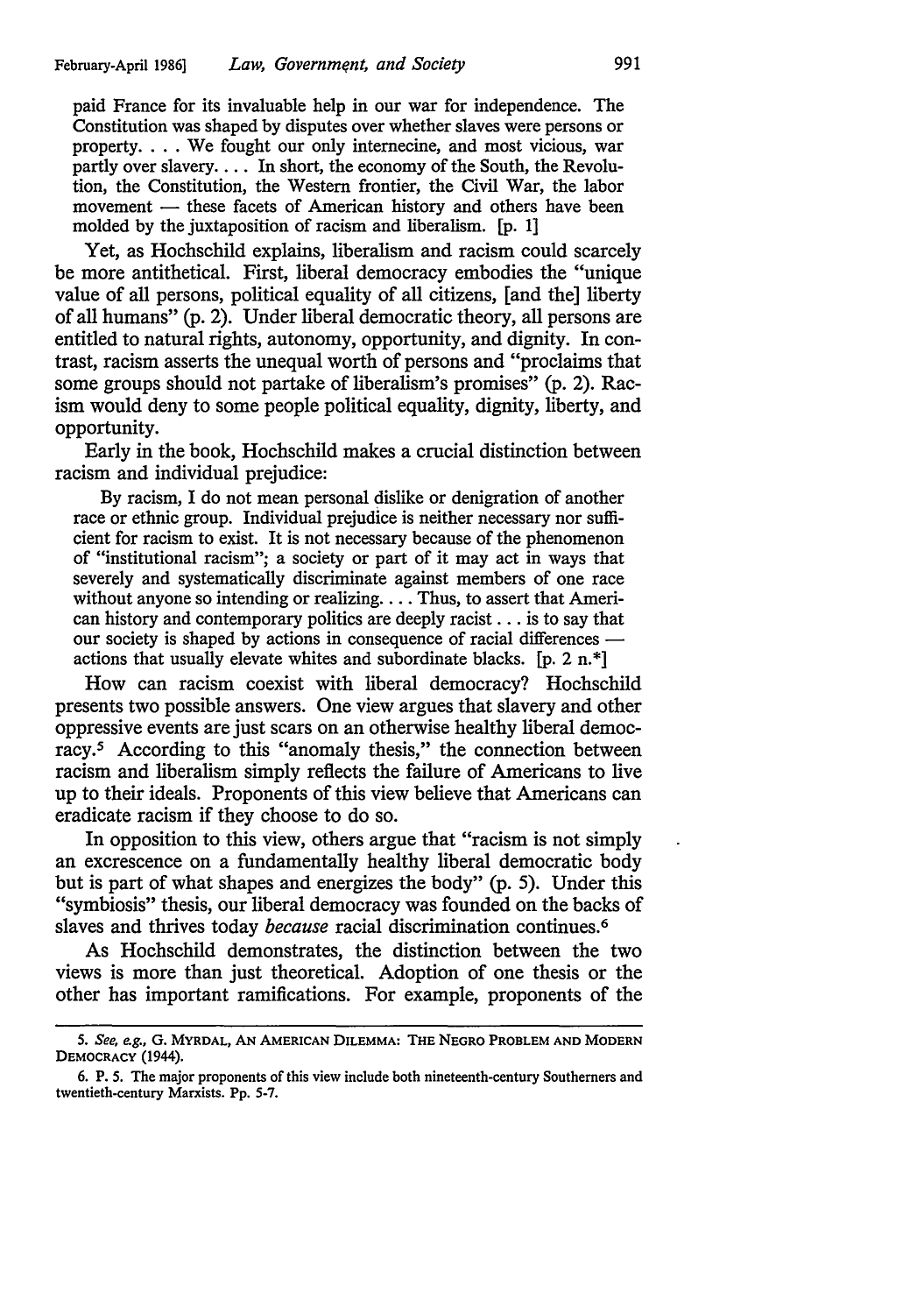paid France for its invaluable help in our war for independence. The Constitution was shaped by disputes over whether slaves were persons or property. . . . We fought our only internecine, and most vicious, war partly over slavery. . . . In short, the economy of the South, the Revolution, the Constitution, the Western frontier, the Civil War, the labor movement — these facets of American history and others have been molded by the juxtaposition of racism and liberalism. [p. 1]

Yet, as Hochschild explains, liberalism and racism could scarcely be more antithetical. First, liberal democracy embodies the "unique value of all persons, political equality of all citizens, [and the] liberty of all humans" (p. 2). Under liberal democratic theory, all persons are entitled to natural rights, autonomy, opportunity, and dignity. In contrast, racism asserts the unequal worth of persons and "proclaims that some groups should not partake of liberalism's promises" (p. 2). Racism would deny to some people political equality, dignity, liberty, and opportunity.

Early in the book, Hochschild makes a crucial distinction between racism and individual prejudice:

> By racism, I do not mean personal dislike or denigration of another race or ethnic group. Individual prejudice is neither necessary nor sufficient for racism to exist. It is not necessary because of the phenomenon of "institutional racism"; a society or part of it may act in ways that severely and systematically discriminate against members of one race without anyone so intending or realizing. . . . Thus, to assert that American history and contemporary politics are deeply racist . . . is to say that our society is shaped by actions in consequence of racial differences — actions that usually elevate whites and subordinate blacks. [p. 2 n.*]

How can racism coexist with liberal democracy? Hochschild presents two possible answers. One view argues that slavery and other oppressive events are just scars on an otherwise healthy liberal democracy.[5] According to this "anomaly thesis," the connection between racism and liberalism simply reflects the failure of Americans to live up to their ideals. Proponents of this view believe that Americans can eradicate racism if they choose to do so.

In opposition to this view, others argue that "racism is not simply an excrescence on a fundamentally healthy liberal democratic body but is part of what shapes and energizes the body" (p. 5). Under this "symbiosis" thesis, our liberal democracy was founded on the backs of slaves and thrives today *because* racial discrimination continues.[6]

As Hochschild demonstrates, the distinction between the two views is more than just theoretical. Adoption of one thesis or the other has important ramifications. For example, proponents of the

---

5. *See, e.g.*, G. MYRDAL, AN AMERICAN DILEMMA: THE NEGRO PROBLEM AND MODERN DEMOCRACY (1944).

6. P. 5. The major proponents of this view include both nineteenth-century Southerners and twentieth-century Marxists. Pp. 5-7.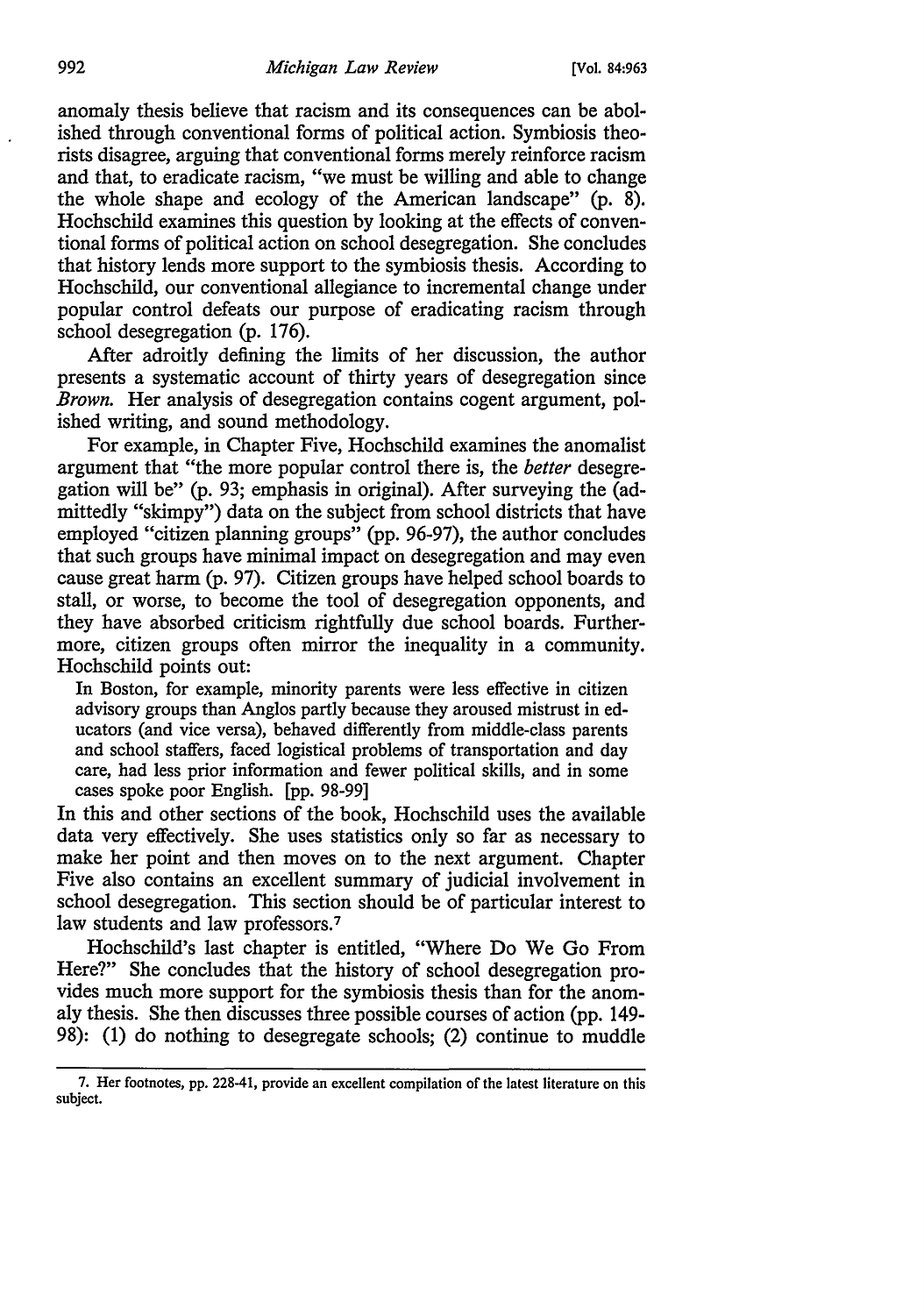anomaly thesis believe that racism and its consequences can be abolished through conventional forms of political action. Symbiosis theorists disagree, arguing that conventional forms merely reinforce racism and that, to eradicate racism, "we must be willing and able to change the whole shape and ecology of the American landscape" (p. 8). Hochschild examines this question by looking at the effects of conventional forms of political action on school desegregation. She concludes that history lends more support to the symbiosis thesis. According to Hochschild, our conventional allegiance to incremental change under popular control defeats our purpose of eradicating racism through school desegregation (p. 176).

After adroitly defining the limits of her discussion, the author presents a systematic account of thirty years of desegregation since *Brown.* Her analysis of desegregation contains cogent argument, polished writing, and sound methodology.

For example, in Chapter Five, Hochschild examines the anomalist argument that "the more popular control there is, the *better* desegregation will be" (p. 93; emphasis in original). After surveying the (admittedly "skimpy") data on the subject from school districts that have employed "citizen planning groups" (pp. 96-97), the author concludes that such groups have minimal impact on desegregation and may even cause great harm (p. 97). Citizen groups have helped school boards to stall, or worse, to become the tool of desegregation opponents, and they have absorbed criticism rightfully due school boards. Furthermore, citizen groups often mirror the inequality in a community. Hochschild points out:

> In Boston, for example, minority parents were less effective in citizen advisory groups than Anglos partly because they aroused mistrust in educators (and vice versa), behaved differently from middle-class parents and school staffers, faced logistical problems of transportation and day care, had less prior information and fewer political skills, and in some cases spoke poor English. [pp. 98-99]

In this and other sections of the book, Hochschild uses the available data very effectively. She uses statistics only so far as necessary to make her point and then moves on to the next argument. Chapter Five also contains an excellent summary of judicial involvement in school desegregation. This section should be of particular interest to law students and law professors.[7]

Hochschild's last chapter is entitled, "Where Do We Go From Here?" She concludes that the history of school desegregation provides much more support for the symbiosis thesis than for the anomaly thesis. She then discusses three possible courses of action (pp. 149-98): (1) do nothing to desegregate schools; (2) continue to muddle

---

7. Her footnotes, pp. 228-41, provide an excellent compilation of the latest literature on this subject.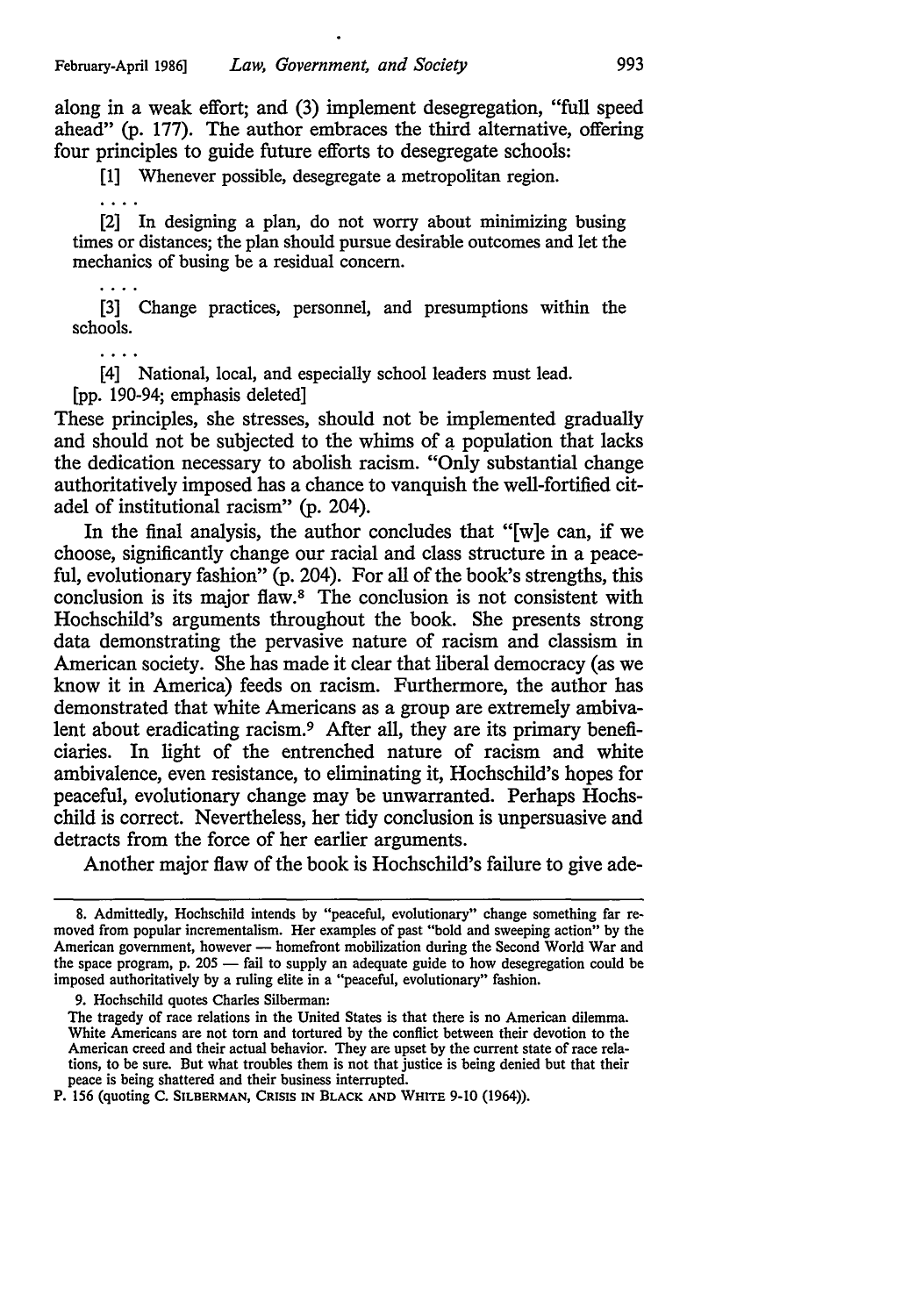along in a weak effort; and (3) implement desegregation, "full speed ahead" (p. 177). The author embraces the third alternative, offering four principles to guide future efforts to desegregate schools:

> [1] Whenever possible, desegregate a metropolitan region.
>
> . . . .
>
> [2] In designing a plan, do not worry about minimizing busing times or distances; the plan should pursue desirable outcomes and let the mechanics of busing be a residual concern.
>
> . . . .
>
> [3] Change practices, personnel, and presumptions within the schools.
>
> . . . .
>
> [4] National, local, and especially school leaders must lead.
>
> [pp. 190-94; emphasis deleted]

These principles, she stresses, should not be implemented gradually and should not be subjected to the whims of a population that lacks the dedication necessary to abolish racism. "Only substantial change authoritatively imposed has a chance to vanquish the well-fortified citadel of institutional racism" (p. 204).

In the final analysis, the author concludes that "[w]e can, if we choose, significantly change our racial and class structure in a peaceful, evolutionary fashion" (p. 204). For all of the book's strengths, this conclusion is its major flaw.[8] The conclusion is not consistent with Hochschild's arguments throughout the book. She presents strong data demonstrating the pervasive nature of racism and classism in American society. She has made it clear that liberal democracy (as we know it in America) feeds on racism. Furthermore, the author has demonstrated that white Americans as a group are extremely ambivalent about eradicating racism.[9] After all, they are its primary beneficiaries. In light of the entrenched nature of racism and white ambivalence, even resistance, to eliminating it, Hochschild's hopes for peaceful, evolutionary change may be unwarranted. Perhaps Hochschild is correct. Nevertheless, her tidy conclusion is unpersuasive and detracts from the force of her earlier arguments.

Another major flaw of the book is Hochschild's failure to give ade-

---

8. Admittedly, Hochschild intends by "peaceful, evolutionary" change something far removed from popular incrementalism. Her examples of past "bold and sweeping action" by the American government, however — homefront mobilization during the Second World War and the space program, p. 205 — fail to supply an adequate guide to how desegregation could be imposed authoritatively by a ruling elite in a "peaceful, evolutionary" fashion.

9. Hochschild quotes Charles Silberman:

> The tragedy of race relations in the United States is that there is no American dilemma. White Americans are not torn and tortured by the conflict between their devotion to the American creed and their actual behavior. They are upset by the current state of race relations, to be sure. But what troubles them is not that justice is being denied but that their peace is being shattered and their business interrupted.

P. 156 (quoting C. SILBERMAN, CRISIS IN BLACK AND WHITE 9-10 (1964)).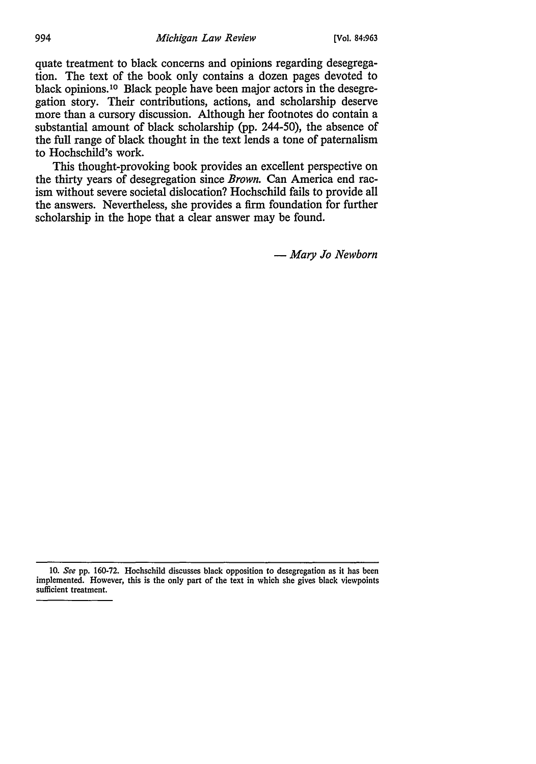quate treatment to black concerns and opinions regarding desegregation. The text of the book only contains a dozen pages devoted to black opinions.[10] Black people have been major actors in the desegregation story. Their contributions, actions, and scholarship deserve more than a cursory discussion. Although her footnotes do contain a substantial amount of black scholarship (pp. 244-50), the absence of the full range of black thought in the text lends a tone of paternalism to Hochschild's work.

This thought-provoking book provides an excellent perspective on the thirty years of desegregation since *Brown.* Can America end racism without severe societal dislocation? Hochschild fails to provide all the answers. Nevertheless, she provides a firm foundation for further scholarship in the hope that a clear answer may be found.

— *Mary Jo Newborn*

---

10. *See* pp. 160-72. Hochschild discusses black opposition to desegregation as it has been implemented. However, this is the only part of the text in which she gives black viewpoints sufficient treatment.